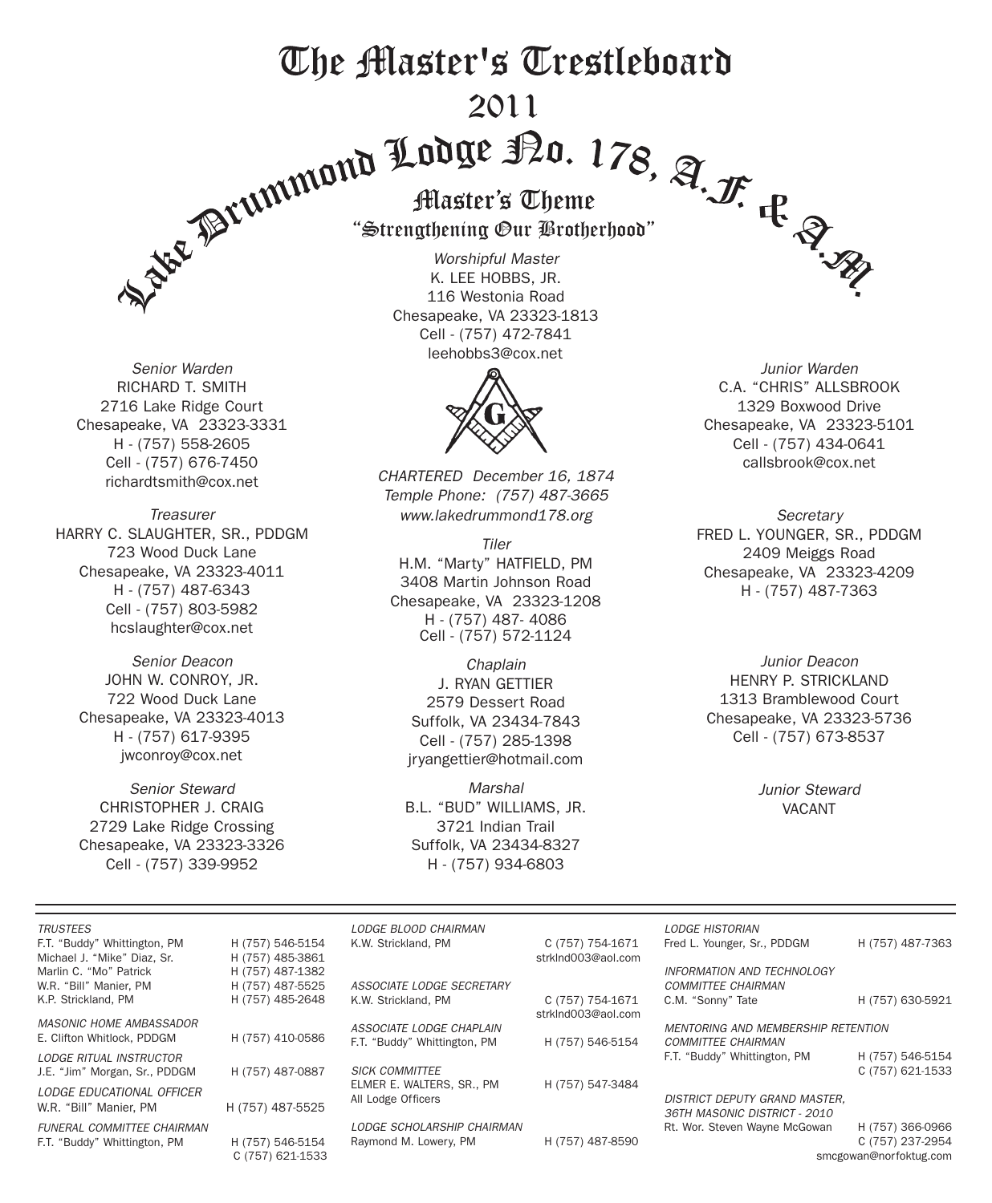# The Master's Trestleboard

## 2011

## Lake Drummond Lodge No. 178, A.F. & A.M.

### Master's Theme

### "Strengthening Our Brotherhood"

*Worshipful Master*
K. LEE HOBBS, JR.
116 Westonia Road
Chesapeake, VA 23323-1813
Cell - (757) 472-7841
leehobbs3@cox.net

*CHARTERED December 16, 1874*
*Temple Phone: (757) 487-3665*
*www.lakedrummond178.org*

*Senior Warden*
RICHARD T. SMITH
2716 Lake Ridge Court
Chesapeake, VA 23323-3331
H - (757) 558-2605
Cell - (757) 676-7450
richardtsmith@cox.net

*Junior Warden*
C.A. "CHRIS" ALLSBROOK
1329 Boxwood Drive
Chesapeake, VA 23323-5101
Cell - (757) 434-0641
callsbrook@cox.net

*Treasurer*
HARRY C. SLAUGHTER, SR., PDDGM
723 Wood Duck Lane
Chesapeake, VA 23323-4011
H - (757) 487-6343
Cell - (757) 803-5982
hcslaughter@cox.net

*Tiler*
H.M. "Marty" HATFIELD, PM
3408 Martin Johnson Road
Chesapeake, VA 23323-1208
H - (757) 487- 4086
Cell - (757) 572-1124

*Secretary*
FRED L. YOUNGER, SR., PDDGM
2409 Meiggs Road
Chesapeake, VA 23323-4209
H - (757) 487-7363

*Senior Deacon*
JOHN W. CONROY, JR.
722 Wood Duck Lane
Chesapeake, VA 23323-4013
H - (757) 617-9395
jwconroy@cox.net

*Chaplain*
J. RYAN GETTIER
2579 Dessert Road
Suffolk, VA 23434-7843
Cell - (757) 285-1398
jryangettier@hotmail.com

*Junior Deacon*
HENRY P. STRICKLAND
1313 Bramblewood Court
Chesapeake, VA 23323-5736
Cell - (757) 673-8537

*Senior Steward*
CHRISTOPHER J. CRAIG
2729 Lake Ridge Crossing
Chesapeake, VA 23323-3326
Cell - (757) 339-9952

*Marshal*
B.L. "BUD" WILLIAMS, JR.
3721 Indian Trail
Suffolk, VA 23434-8327
H - (757) 934-6803

*Junior Steward*
VACANT

---

*TRUSTEES*

| | |
|---|---|
| F.T. "Buddy" Whittington, PM | H (757) 546-5154 |
| Michael J. "Mike" Diaz, Sr. | H (757) 485-3861 |
| Marlin C. "Mo" Patrick | H (757) 487-1382 |
| W.R. "Bill" Manier, PM | H (757) 487-5525 |
| K.P. Strickland, PM | H (757) 485-2648 |

*MASONIC HOME AMBASSADOR*
E. Clifton Whitlock, PDDGM — H (757) 410-0586

*LODGE RITUAL INSTRUCTOR*
J.E. "Jim" Morgan, Sr., PDDGM — H (757) 487-0887

*LODGE EDUCATIONAL OFFICER*
W.R. "Bill" Manier, PM — H (757) 487-5525

*FUNERAL COMMITTEE CHAIRMAN*
F.T. "Buddy" Whittington, PM — H (757) 546-5154, C (757) 621-1533

*LODGE BLOOD CHAIRMAN*
K.W. Strickland, PM — C (757) 754-1671, strklnd003@aol.com

*ASSOCIATE LODGE SECRETARY*
K.W. Strickland, PM — C (757) 754-1671, strklnd003@aol.com

*ASSOCIATE LODGE CHAPLAIN*
F.T. "Buddy" Whittington, PM — H (757) 546-5154

*SICK COMMITTEE*
ELMER E. WALTERS, SR., PM — H (757) 547-3484
All Lodge Officers

*LODGE SCHOLARSHIP CHAIRMAN*
Raymond M. Lowery, PM — H (757) 487-8590

*LODGE HISTORIAN*
Fred L. Younger, Sr., PDDGM — H (757) 487-7363

*INFORMATION AND TECHNOLOGY COMMITTEE CHAIRMAN*
C.M. "Sonny" Tate — H (757) 630-5921

*MENTORING AND MEMBERSHIP RETENTION COMMITTEE CHAIRMAN*
F.T. "Buddy" Whittington, PM — H (757) 546-5154, C (757) 621-1533

*DISTRICT DEPUTY GRAND MASTER, 36TH MASONIC DISTRICT - 2010*
Rt. Wor. Steven Wayne McGowan — H (757) 366-0966, C (757) 237-2954, smcgowan@norfoktug.com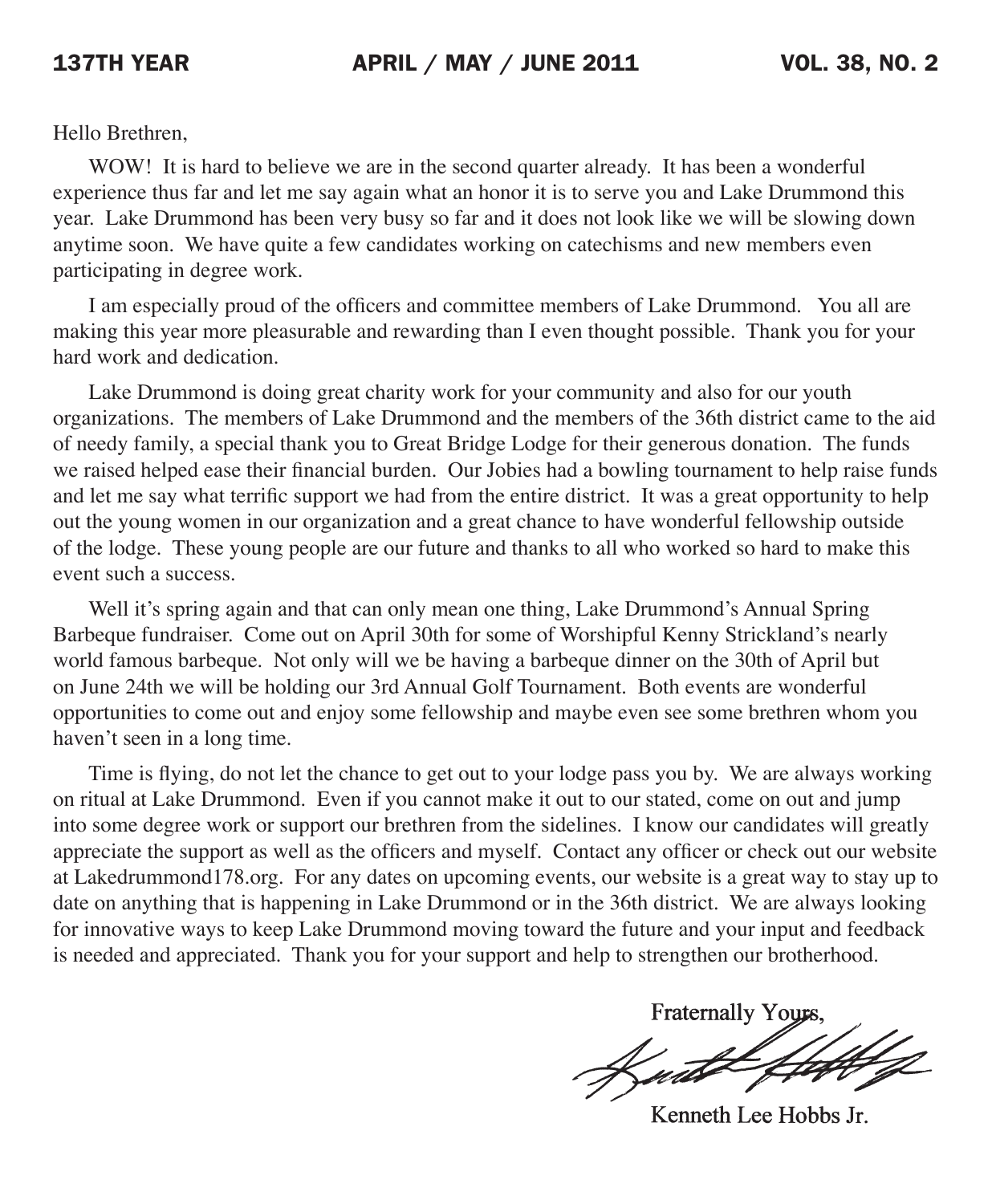Hello Brethren,

WOW! It is hard to believe we are in the second quarter already. It has been a wonderful experience thus far and let me say again what an honor it is to serve you and Lake Drummond this year. Lake Drummond has been very busy so far and it does not look like we will be slowing down anytime soon. We have quite a few candidates working on catechisms and new members even participating in degree work.

I am especially proud of the officers and committee members of Lake Drummond. You all are making this year more pleasurable and rewarding than I even thought possible. Thank you for your hard work and dedication.

Lake Drummond is doing great charity work for your community and also for our youth organizations. The members of Lake Drummond and the members of the 36th district came to the aid of needy family, a special thank you to Great Bridge Lodge for their generous donation. The funds we raised helped ease their financial burden. Our Jobies had a bowling tournament to help raise funds and let me say what terrific support we had from the entire district. It was a great opportunity to help out the young women in our organization and a great chance to have wonderful fellowship outside of the lodge. These young people are our future and thanks to all who worked so hard to make this event such a success.

Well it's spring again and that can only mean one thing, Lake Drummond's Annual Spring Barbeque fundraiser. Come out on April 30th for some of Worshipful Kenny Strickland's nearly world famous barbeque. Not only will we be having a barbeque dinner on the 30th of April but on June 24th we will be holding our 3rd Annual Golf Tournament. Both events are wonderful opportunities to come out and enjoy some fellowship and maybe even see some brethren whom you haven't seen in a long time.

Time is flying, do not let the chance to get out to your lodge pass you by. We are always working on ritual at Lake Drummond. Even if you cannot make it out to our stated, come on out and jump into some degree work or support our brethren from the sidelines. I know our candidates will greatly appreciate the support as well as the officers and myself. Contact any officer or check out our website at Lakedrummond178.org. For any dates on upcoming events, our website is a great way to stay up to date on anything that is happening in Lake Drummond or in the 36th district. We are always looking for innovative ways to keep Lake Drummond moving toward the future and your input and feedback is needed and appreciated. Thank you for your support and help to strengthen our brotherhood.

Fraternally Yours,

Kenneth Lee Hobbs Jr.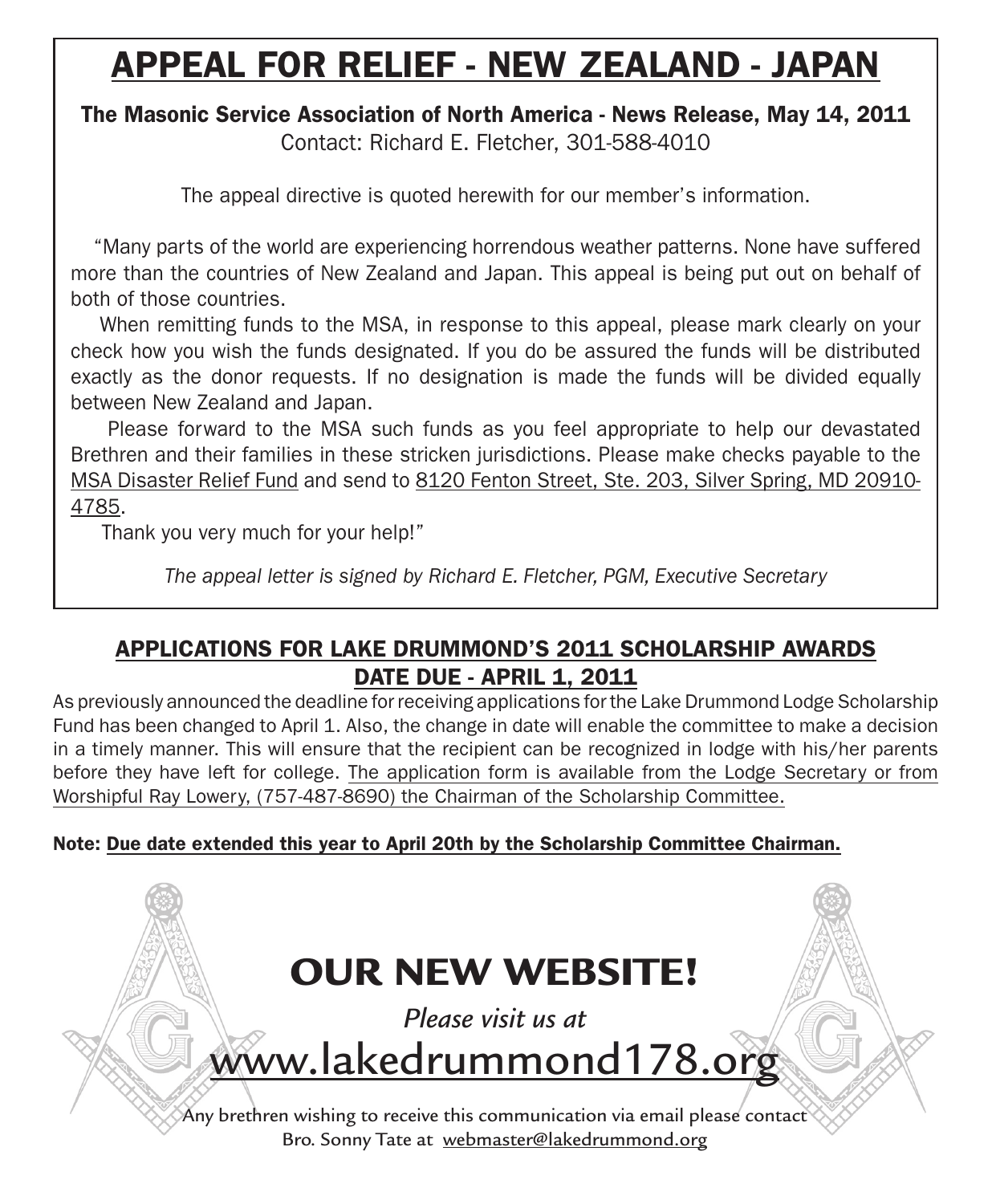# APPEAL FOR RELIEF - NEW ZEALAND - JAPAN

**The Masonic Service Association of North America - News Release, May 14, 2011**
Contact: Richard E. Fletcher, 301-588-4010

The appeal directive is quoted herewith for our member's information.

"Many parts of the world are experiencing horrendous weather patterns. None have suffered more than the countries of New Zealand and Japan. This appeal is being put out on behalf of both of those countries.

When remitting funds to the MSA, in response to this appeal, please mark clearly on your check how you wish the funds designated. If you do be assured the funds will be distributed exactly as the donor requests. If no designation is made the funds will be divided equally between New Zealand and Japan.

Please forward to the MSA such funds as you feel appropriate to help our devastated Brethren and their families in these stricken jurisdictions. Please make checks payable to the MSA Disaster Relief Fund and send to 8120 Fenton Street, Ste. 203, Silver Spring, MD 20910-4785.

Thank you very much for your help!"

*The appeal letter is signed by Richard E. Fletcher, PGM, Executive Secretary*

## APPLICATIONS FOR LAKE DRUMMOND'S 2011 SCHOLARSHIP AWARDS DATE DUE - APRIL 1, 2011

As previously announced the deadline for receiving applications for the Lake Drummond Lodge Scholarship Fund has been changed to April 1. Also, the change in date will enable the committee to make a decision in a timely manner. This will ensure that the recipient can be recognized in lodge with his/her parents before they have left for college. The application form is available from the Lodge Secretary or from Worshipful Ray Lowery, (757-487-8690) the Chairman of the Scholarship Committee.

**Note: Due date extended this year to April 20th by the Scholarship Committee Chairman.**

## OUR NEW WEBSITE!

*Please visit us at*

www.lakedrummond178.org

Any brethren wishing to receive this communication via email please contact Bro. Sonny Tate at webmaster@lakedrummond.org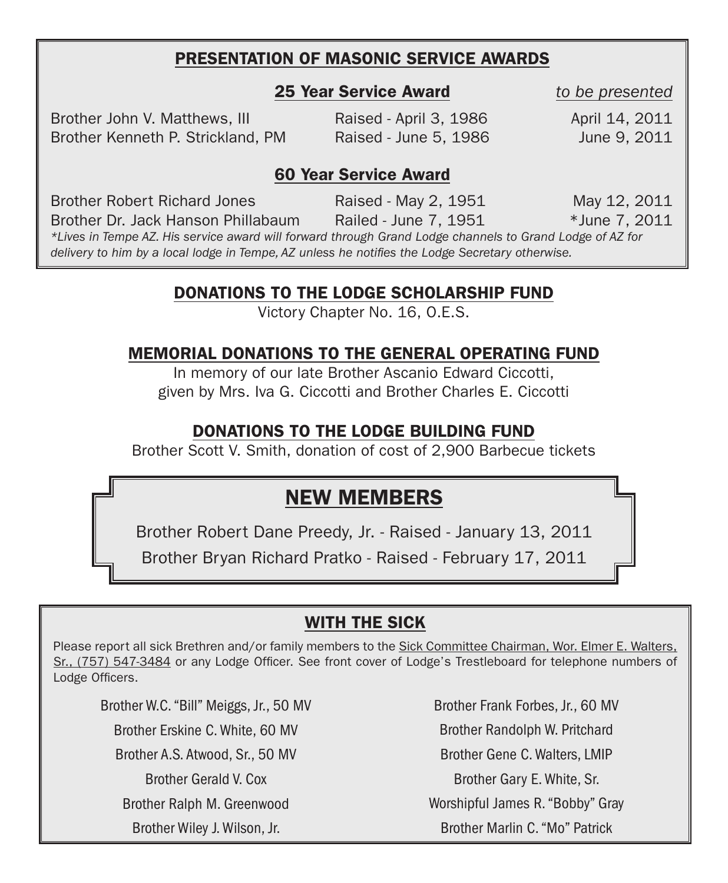## PRESENTATION OF MASONIC SERVICE AWARDS

### 25 Year Service Award

| | | *to be presented* |
|---|---|---|
| Brother John V. Matthews, III | Raised - April 3, 1986 | April 14, 2011 |
| Brother Kenneth P. Strickland, PM | Raised - June 5, 1986 | June 9, 2011 |

### 60 Year Service Award

| | | |
|---|---|---|
| Brother Robert Richard Jones | Raised - May 2, 1951 | May 12, 2011 |
| Brother Dr. Jack Hanson Phillabaum | Railed - June 7, 1951 | *June 7, 2011 |

*\*Lives in Tempe AZ. His service award will forward through Grand Lodge channels to Grand Lodge of AZ for delivery to him by a local lodge in Tempe, AZ unless he notifies the Lodge Secretary otherwise.*

## DONATIONS TO THE LODGE SCHOLARSHIP FUND

Victory Chapter No. 16, O.E.S.

## MEMORIAL DONATIONS TO THE GENERAL OPERATING FUND

In memory of our late Brother Ascanio Edward Ciccotti,
given by Mrs. Iva G. Ciccotti and Brother Charles E. Ciccotti

## DONATIONS TO THE LODGE BUILDING FUND

Brother Scott V. Smith, donation of cost of 2,900 Barbecue tickets

## NEW MEMBERS

Brother Robert Dane Preedy, Jr. - Raised - January 13, 2011

Brother Bryan Richard Pratko - Raised - February 17, 2011

## WITH THE SICK

Please report all sick Brethren and/or family members to the Sick Committee Chairman, Wor. Elmer E. Walters, Sr., (757) 547-3484 or any Lodge Officer. See front cover of Lodge's Trestleboard for telephone numbers of Lodge Officers.

- Brother W.C. "Bill" Meiggs, Jr., 50 MV
- Brother Erskine C. White, 60 MV
- Brother A.S. Atwood, Sr., 50 MV
- Brother Gerald V. Cox
- Brother Ralph M. Greenwood
- Brother Wiley J. Wilson, Jr.
- Brother Frank Forbes, Jr., 60 MV
- Brother Randolph W. Pritchard
- Brother Gene C. Walters, LMIP
- Brother Gary E. White, Sr.
- Worshipful James R. "Bobby" Gray
- Brother Marlin C. "Mo" Patrick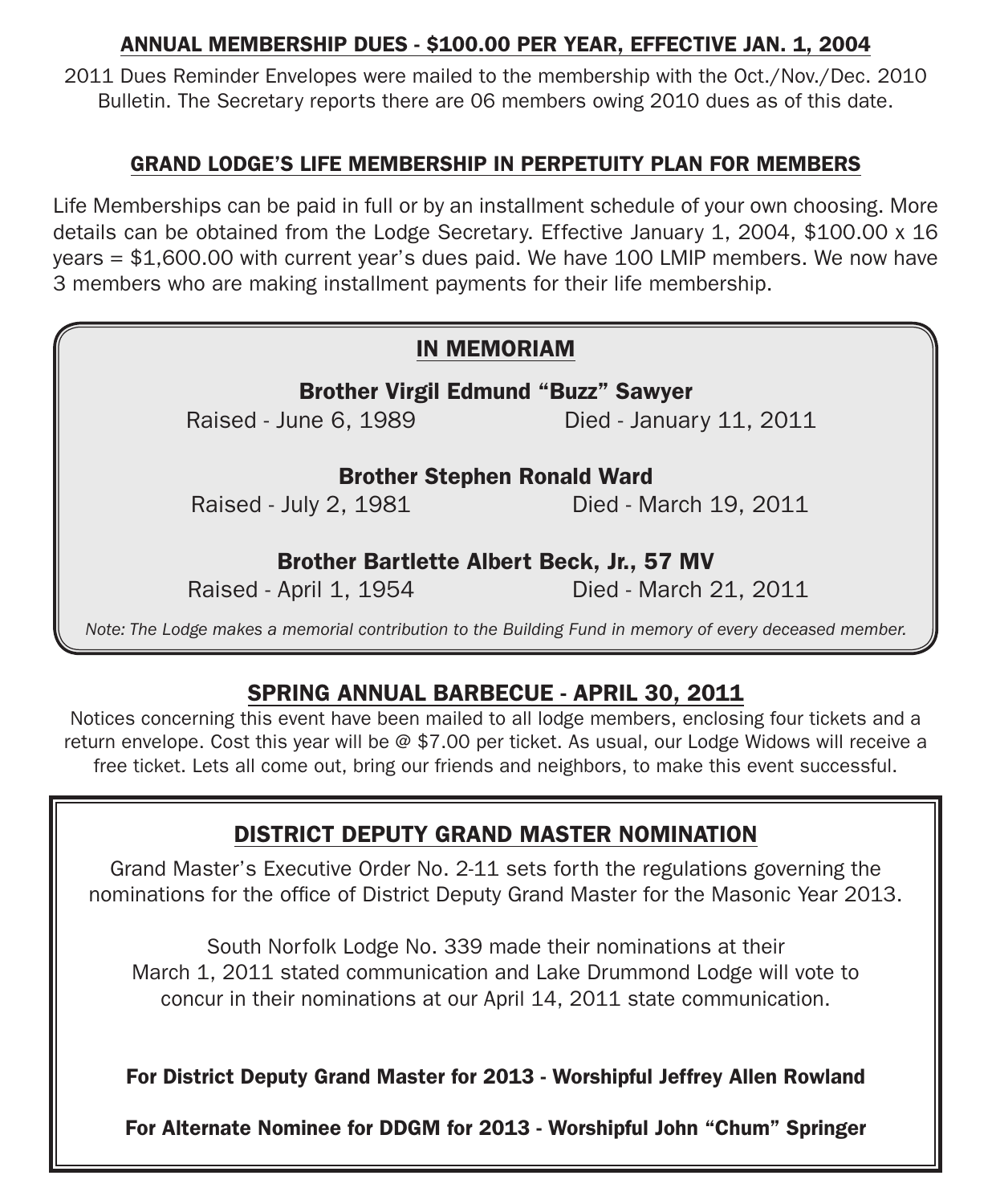## ANNUAL MEMBERSHIP DUES - $100.00 PER YEAR, EFFECTIVE JAN. 1, 2004

2011 Dues Reminder Envelopes were mailed to the membership with the Oct./Nov./Dec. 2010 Bulletin. The Secretary reports there are 06 members owing 2010 dues as of this date.

## GRAND LODGE'S LIFE MEMBERSHIP IN PERPETUITY PLAN FOR MEMBERS

Life Memberships can be paid in full or by an installment schedule of your own choosing. More details can be obtained from the Lodge Secretary. Effective January 1, 2004, $100.00 x 16 years = $1,600.00 with current year's dues paid. We have 100 LMIP members. We now have 3 members who are making installment payments for their life membership.

## IN MEMORIAM

**Brother Virgil Edmund "Buzz" Sawyer**
Raised - June 6, 1989 — Died - January 11, 2011

**Brother Stephen Ronald Ward**
Raised - July 2, 1981 — Died - March 19, 2011

**Brother Bartlette Albert Beck, Jr., 57 MV**
Raised - April 1, 1954 — Died - March 21, 2011

*Note: The Lodge makes a memorial contribution to the Building Fund in memory of every deceased member.*

## SPRING ANNUAL BARBECUE - APRIL 30, 2011

Notices concerning this event have been mailed to all lodge members, enclosing four tickets and a return envelope. Cost this year will be @ $7.00 per ticket. As usual, our Lodge Widows will receive a free ticket. Lets all come out, bring our friends and neighbors, to make this event successful.

## DISTRICT DEPUTY GRAND MASTER NOMINATION

Grand Master's Executive Order No. 2-11 sets forth the regulations governing the nominations for the office of District Deputy Grand Master for the Masonic Year 2013.

South Norfolk Lodge No. 339 made their nominations at their March 1, 2011 stated communication and Lake Drummond Lodge will vote to concur in their nominations at our April 14, 2011 state communication.

**For District Deputy Grand Master for 2013 - Worshipful Jeffrey Allen Rowland**

**For Alternate Nominee for DDGM for 2013 - Worshipful John "Chum" Springer**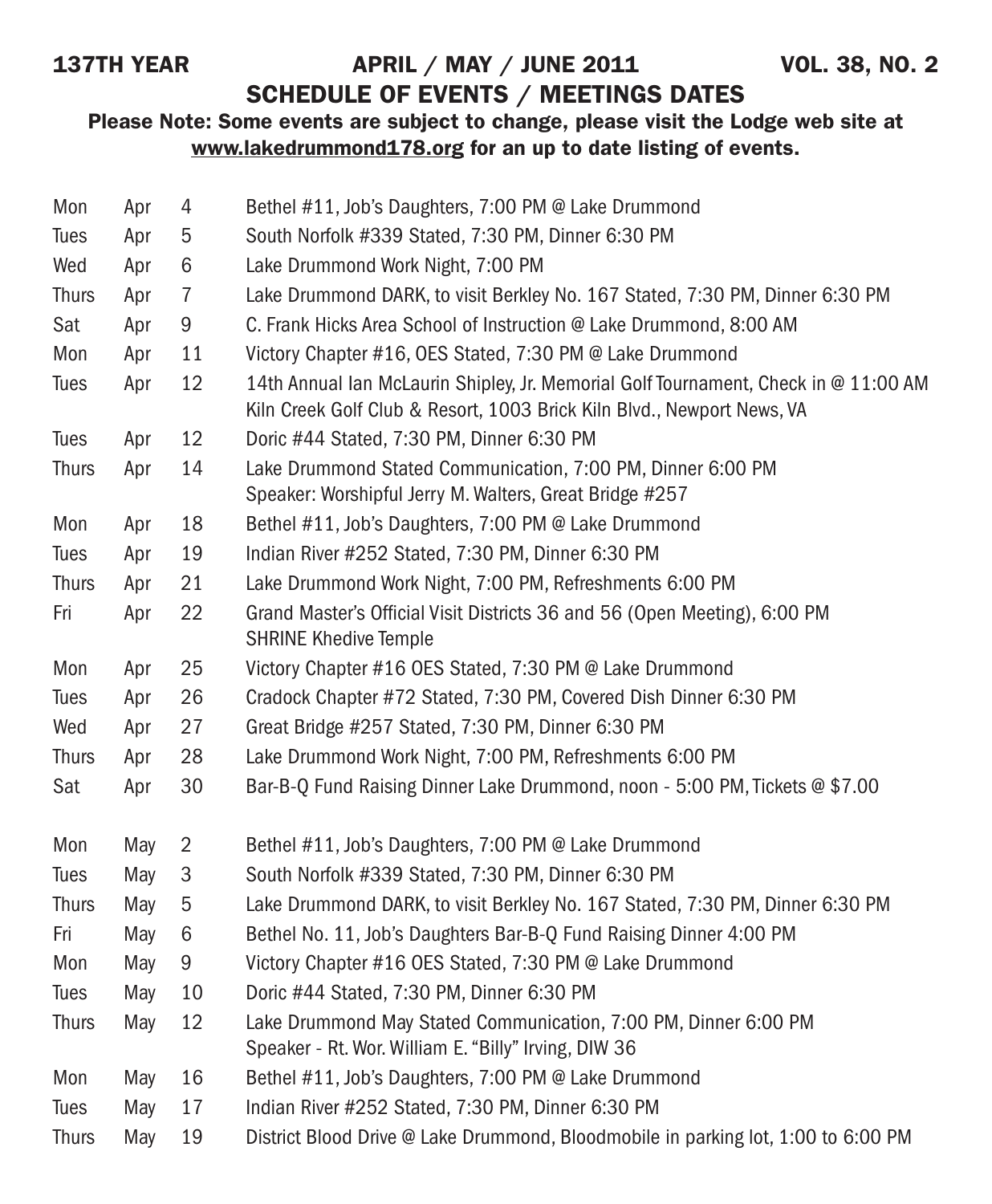**137TH YEAR** **APRIL / MAY / JUNE 2011** **VOL. 38, NO. 2**

# SCHEDULE OF EVENTS / MEETINGS DATES

**Please Note: Some events are subject to change, please visit the Lodge web site at www.lakedrummond178.org for an up to date listing of events.**

| | | | |
|---|---|---|---|
| Mon | Apr | 4 | Bethel #11, Job's Daughters, 7:00 PM @ Lake Drummond |
| Tues | Apr | 5 | South Norfolk #339 Stated, 7:30 PM, Dinner 6:30 PM |
| Wed | Apr | 6 | Lake Drummond Work Night, 7:00 PM |
| Thurs | Apr | 7 | Lake Drummond DARK, to visit Berkley No. 167 Stated, 7:30 PM, Dinner 6:30 PM |
| Sat | Apr | 9 | C. Frank Hicks Area School of Instruction @ Lake Drummond, 8:00 AM |
| Mon | Apr | 11 | Victory Chapter #16, OES Stated, 7:30 PM @ Lake Drummond |
| Tues | Apr | 12 | 14th Annual Ian McLaurin Shipley, Jr. Memorial Golf Tournament, Check in @ 11:00 AM Kiln Creek Golf Club & Resort, 1003 Brick Kiln Blvd., Newport News, VA |
| Tues | Apr | 12 | Doric #44 Stated, 7:30 PM, Dinner 6:30 PM |
| Thurs | Apr | 14 | Lake Drummond Stated Communication, 7:00 PM, Dinner 6:00 PM Speaker: Worshipful Jerry M. Walters, Great Bridge #257 |
| Mon | Apr | 18 | Bethel #11, Job's Daughters, 7:00 PM @ Lake Drummond |
| Tues | Apr | 19 | Indian River #252 Stated, 7:30 PM, Dinner 6:30 PM |
| Thurs | Apr | 21 | Lake Drummond Work Night, 7:00 PM, Refreshments 6:00 PM |
| Fri | Apr | 22 | Grand Master's Official Visit Districts 36 and 56 (Open Meeting), 6:00 PM SHRINE Khedive Temple |
| Mon | Apr | 25 | Victory Chapter #16 OES Stated, 7:30 PM @ Lake Drummond |
| Tues | Apr | 26 | Cradock Chapter #72 Stated, 7:30 PM, Covered Dish Dinner 6:30 PM |
| Wed | Apr | 27 | Great Bridge #257 Stated, 7:30 PM, Dinner 6:30 PM |
| Thurs | Apr | 28 | Lake Drummond Work Night, 7:00 PM, Refreshments 6:00 PM |
| Sat | Apr | 30 | Bar-B-Q Fund Raising Dinner Lake Drummond, noon - 5:00 PM, Tickets @ $7.00 |
| Mon | May | 2 | Bethel #11, Job's Daughters, 7:00 PM @ Lake Drummond |
| Tues | May | 3 | South Norfolk #339 Stated, 7:30 PM, Dinner 6:30 PM |
| Thurs | May | 5 | Lake Drummond DARK, to visit Berkley No. 167 Stated, 7:30 PM, Dinner 6:30 PM |
| Fri | May | 6 | Bethel No. 11, Job's Daughters Bar-B-Q Fund Raising Dinner 4:00 PM |
| Mon | May | 9 | Victory Chapter #16 OES Stated, 7:30 PM @ Lake Drummond |
| Tues | May | 10 | Doric #44 Stated, 7:30 PM, Dinner 6:30 PM |
| Thurs | May | 12 | Lake Drummond May Stated Communication, 7:00 PM, Dinner 6:00 PM Speaker - Rt. Wor. William E. "Billy" Irving, DIW 36 |
| Mon | May | 16 | Bethel #11, Job's Daughters, 7:00 PM @ Lake Drummond |
| Tues | May | 17 | Indian River #252 Stated, 7:30 PM, Dinner 6:30 PM |
| Thurs | May | 19 | District Blood Drive @ Lake Drummond, Bloodmobile in parking lot, 1:00 to 6:00 PM |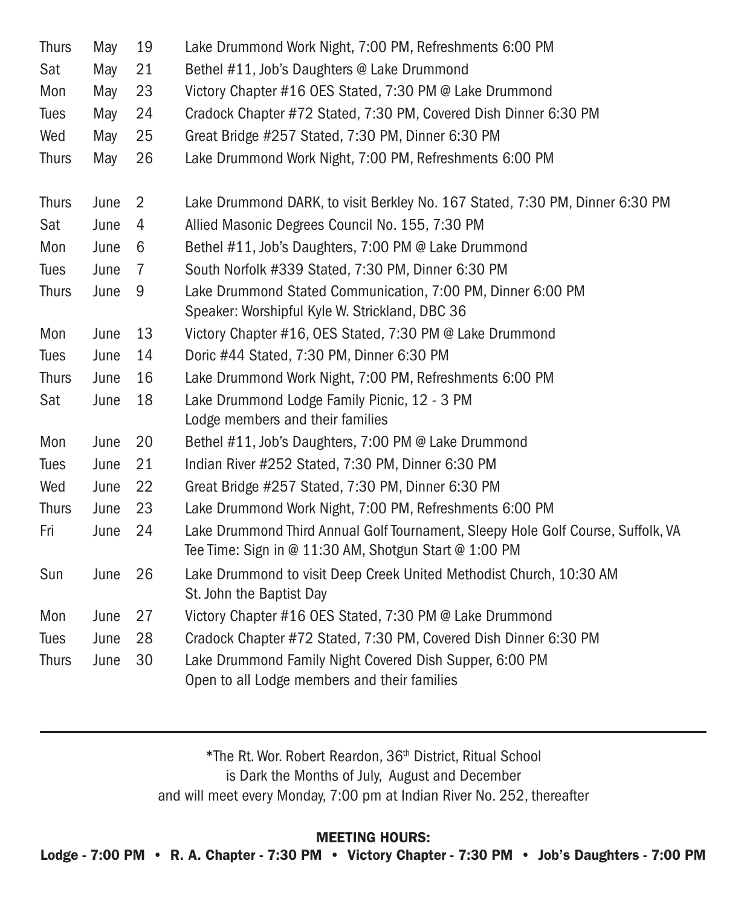| | | | |
|---|---|---|---|
| Thurs | May | 19 | Lake Drummond Work Night, 7:00 PM, Refreshments 6:00 PM |
| Sat | May | 21 | Bethel #11, Job's Daughters @ Lake Drummond |
| Mon | May | 23 | Victory Chapter #16 OES Stated, 7:30 PM @ Lake Drummond |
| Tues | May | 24 | Cradock Chapter #72 Stated, 7:30 PM, Covered Dish Dinner 6:30 PM |
| Wed | May | 25 | Great Bridge #257 Stated, 7:30 PM, Dinner 6:30 PM |
| Thurs | May | 26 | Lake Drummond Work Night, 7:00 PM, Refreshments 6:00 PM |
| Thurs | June | 2 | Lake Drummond DARK, to visit Berkley No. 167 Stated, 7:30 PM, Dinner 6:30 PM |
| Sat | June | 4 | Allied Masonic Degrees Council No. 155, 7:30 PM |
| Mon | June | 6 | Bethel #11, Job's Daughters, 7:00 PM @ Lake Drummond |
| Tues | June | 7 | South Norfolk #339 Stated, 7:30 PM, Dinner 6:30 PM |
| Thurs | June | 9 | Lake Drummond Stated Communication, 7:00 PM, Dinner 6:00 PM<br>Speaker: Worshipful Kyle W. Strickland, DBC 36 |
| Mon | June | 13 | Victory Chapter #16, OES Stated, 7:30 PM @ Lake Drummond |
| Tues | June | 14 | Doric #44 Stated, 7:30 PM, Dinner 6:30 PM |
| Thurs | June | 16 | Lake Drummond Work Night, 7:00 PM, Refreshments 6:00 PM |
| Sat | June | 18 | Lake Drummond Lodge Family Picnic, 12 - 3 PM<br>Lodge members and their families |
| Mon | June | 20 | Bethel #11, Job's Daughters, 7:00 PM @ Lake Drummond |
| Tues | June | 21 | Indian River #252 Stated, 7:30 PM, Dinner 6:30 PM |
| Wed | June | 22 | Great Bridge #257 Stated, 7:30 PM, Dinner 6:30 PM |
| Thurs | June | 23 | Lake Drummond Work Night, 7:00 PM, Refreshments 6:00 PM |
| Fri | June | 24 | Lake Drummond Third Annual Golf Tournament, Sleepy Hole Golf Course, Suffolk, VA<br>Tee Time: Sign in @ 11:30 AM, Shotgun Start @ 1:00 PM |
| Sun | June | 26 | Lake Drummond to visit Deep Creek United Methodist Church, 10:30 AM<br>St. John the Baptist Day |
| Mon | June | 27 | Victory Chapter #16 OES Stated, 7:30 PM @ Lake Drummond |
| Tues | June | 28 | Cradock Chapter #72 Stated, 7:30 PM, Covered Dish Dinner 6:30 PM |
| Thurs | June | 30 | Lake Drummond Family Night Covered Dish Supper, 6:00 PM<br>Open to all Lodge members and their families |

---

*The Rt. Wor. Robert Reardon, 36th District, Ritual School
is Dark the Months of July, August and December
and will meet every Monday, 7:00 pm at Indian River No. 252, thereafter

**MEETING HOURS:**

**Lodge - 7:00 PM • R. A. Chapter - 7:30 PM • Victory Chapter - 7:30 PM • Job's Daughters - 7:00 PM**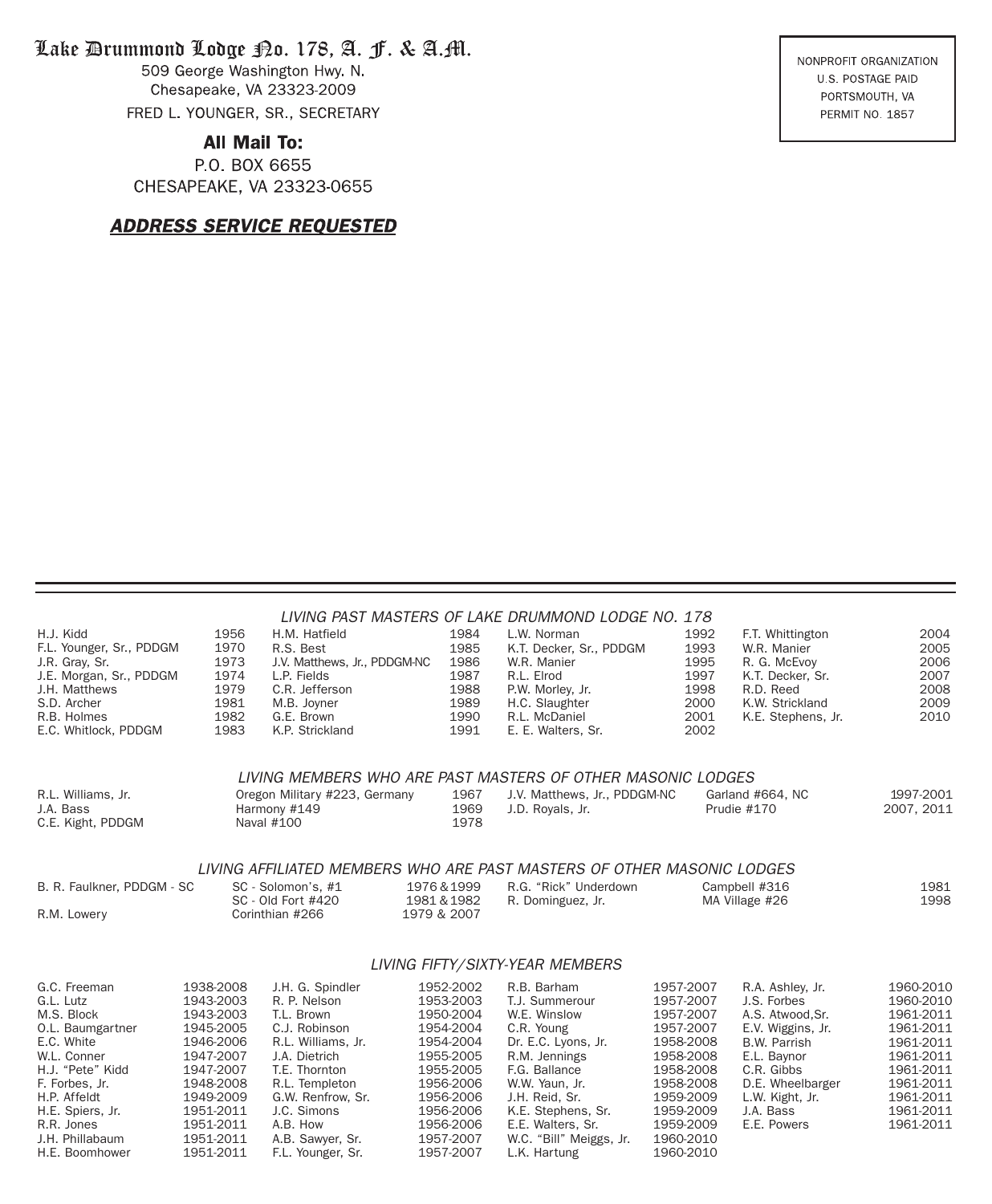# Lake Drummond Lodge No. 178, A. F. & A.M.

509 George Washington Hwy. N.
Chesapeake, VA 23323-2009

FRED L. YOUNGER, SR., SECRETARY

**All Mail To:**
P.O. BOX 6655
CHESAPEAKE, VA 23323-0655

***ADDRESS SERVICE REQUESTED***

NONPROFIT ORGANIZATION
U.S. POSTAGE PAID
PORTSMOUTH, VA
PERMIT NO. 1857

---

*LIVING PAST MASTERS OF LAKE DRUMMOND LODGE NO. 178*

| | | | | | | | |
|---|---|---|---|---|---|---|---|
| H.J. Kidd | 1956 | H.M. Hatfield | 1984 | L.W. Norman | 1992 | F.T. Whittington | 2004 |
| F.L. Younger, Sr., PDDGM | 1970 | R.S. Best | 1985 | K.T. Decker, Sr., PDDGM | 1993 | W.R. Manier | 2005 |
| J.R. Gray, Sr. | 1973 | J.V. Matthews, Jr., PDDGM-NC | 1986 | W.R. Manier | 1995 | R. G. McEvoy | 2006 |
| J.E. Morgan, Sr., PDDGM | 1974 | L.P. Fields | 1987 | R.L. Elrod | 1997 | K.T. Decker, Sr. | 2007 |
| J.H. Matthews | 1979 | C.R. Jefferson | 1988 | P.W. Morley, Jr. | 1998 | R.D. Reed | 2008 |
| S.D. Archer | 1981 | M.B. Joyner | 1989 | H.C. Slaughter | 2000 | K.W. Strickland | 2009 |
| R.B. Holmes | 1982 | G.E. Brown | 1990 | R.L. McDaniel | 2001 | K.E. Stephens, Jr. | 2010 |
| E.C. Whitlock, PDDGM | 1983 | K.P. Strickland | 1991 | E. E. Walters, Sr. | 2002 | | |

*LIVING MEMBERS WHO ARE PAST MASTERS OF OTHER MASONIC LODGES*

| | | | | | |
|---|---|---|---|---|---|
| R.L. Williams, Jr. | Oregon Military #223, Germany | 1967 | J.V. Matthews, Jr., PDDGM-NC | Garland #664, NC | 1997-2001 |
| J.A. Bass | Harmony #149 | 1969 | J.D. Royals, Jr. | Prudie #170 | 2007, 2011 |
| C.E. Kight, PDDGM | Naval #100 | 1978 | | | |

*LIVING AFFILIATED MEMBERS WHO ARE PAST MASTERS OF OTHER MASONIC LODGES*

| | | | | | |
|---|---|---|---|---|---|
| B. R. Faulkner, PDDGM - SC | SC - Solomon's, #1 | 1976 & 1999 | R.G. "Rick" Underdown | Campbell #316 | 1981 |
| | SC - Old Fort #420 | 1981 & 1982 | R. Dominguez, Jr. | MA Village #26 | 1998 |
| R.M. Lowery | Corinthian #266 | 1979 & 2007 | | | |

*LIVING FIFTY/SIXTY-YEAR MEMBERS*

| | | | | | | | |
|---|---|---|---|---|---|---|---|
| G.C. Freeman | 1938-2008 | J.H. G. Spindler | 1952-2002 | R.B. Barham | 1957-2007 | R.A. Ashley, Jr. | 1960-2010 |
| G.L. Lutz | 1943-2003 | R. P. Nelson | 1953-2003 | T.J. Summerour | 1957-2007 | J.S. Forbes | 1960-2010 |
| M.S. Block | 1943-2003 | T.L. Brown | 1950-2004 | W.E. Winslow | 1957-2007 | A.S. Atwood,Sr. | 1961-2011 |
| O.L. Baumgartner | 1945-2005 | C.J. Robinson | 1954-2004 | C.R. Young | 1957-2007 | E.V. Wiggins, Jr. | 1961-2011 |
| E.C. White | 1946-2006 | R.L. Williams, Jr. | 1954-2004 | Dr. E.C. Lyons, Jr. | 1958-2008 | B.W. Parrish | 1961-2011 |
| W.L. Conner | 1947-2007 | J.A. Dietrich | 1955-2005 | R.M. Jennings | 1958-2008 | E.L. Baynor | 1961-2011 |
| H.J. "Pete" Kidd | 1947-2007 | T.E. Thornton | 1955-2005 | F.G. Ballance | 1958-2008 | C.R. Gibbs | 1961-2011 |
| F. Forbes, Jr. | 1948-2008 | R.L. Templeton | 1956-2006 | W.W. Yaun, Jr. | 1958-2008 | D.E. Wheelbarger | 1961-2011 |
| H.P. Affeldt | 1949-2009 | G.W. Renfrow, Sr. | 1956-2006 | J.H. Reid, Sr. | 1959-2009 | L.W. Kight, Jr. | 1961-2011 |
| H.E. Spiers, Jr. | 1951-2011 | J.C. Simons | 1956-2006 | K.E. Stephens, Sr. | 1959-2009 | J.A. Bass | 1961-2011 |
| R.R. Jones | 1951-2011 | A.B. How | 1956-2006 | E.E. Walters, Sr. | 1959-2009 | E.E. Powers | 1961-2011 |
| J.H. Phillabaum | 1951-2011 | A.B. Sawyer, Sr. | 1957-2007 | W.C. "Bill" Meiggs, Jr. | 1960-2010 | | |
| H.E. Boomhower | 1951-2011 | F.L. Younger, Sr. | 1957-2007 | L.K. Hartung | 1960-2010 | | |